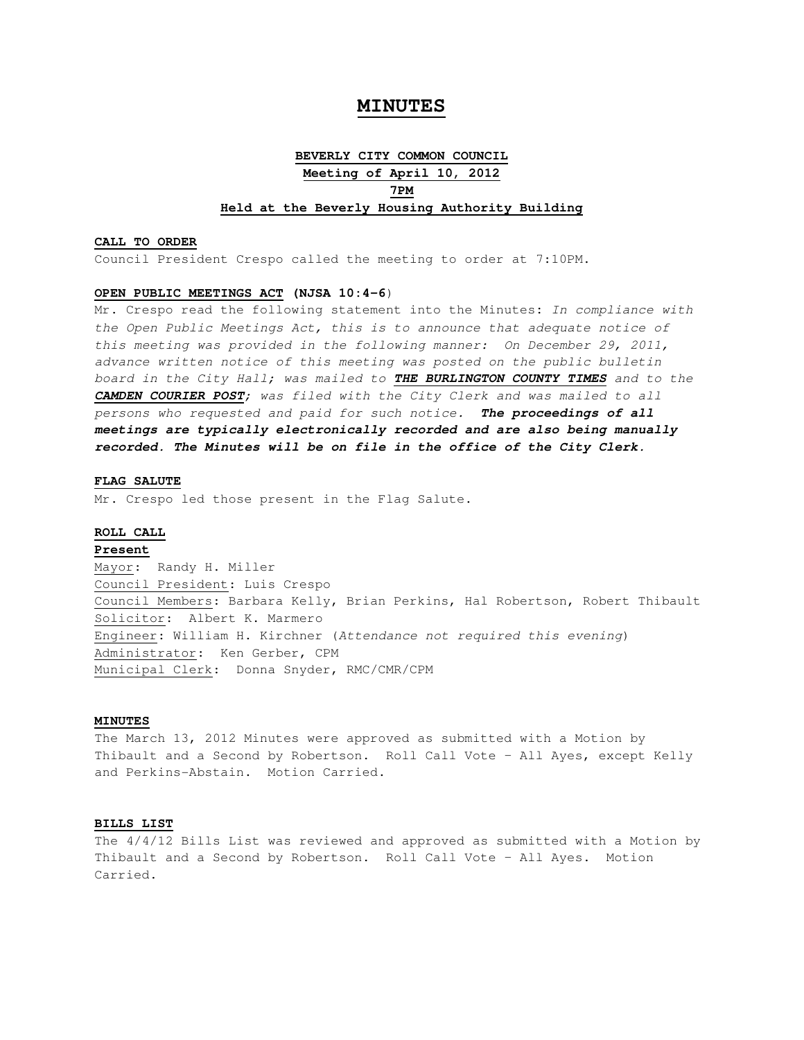# MINUTES

**BEVERLY CITY COMMON COUNCIL**
**Meeting of April 10, 2012**
**7PM**
**Held at the Beverly Housing Authority Building**

**CALL TO ORDER**
Council President Crespo called the meeting to order at 7:10PM.

**OPEN PUBLIC MEETINGS ACT (NJSA 10:4-6)**
Mr. Crespo read the following statement into the Minutes: *In compliance with the Open Public Meetings Act, this is to announce that adequate notice of this meeting was provided in the following manner: On December 29, 2011, advance written notice of this meeting was posted on the public bulletin board in the City Hall; was mailed to* ***THE BURLINGTON COUNTY TIMES*** *and to the* ***CAMDEN COURIER POST****; was filed with the City Clerk and was mailed to all persons who requested and paid for such notice.* ***The proceedings of all meetings are typically electronically recorded and are also being manually recorded. The Minutes will be on file in the office of the City Clerk.***

**FLAG SALUTE**
Mr. Crespo led those present in the Flag Salute.

**ROLL CALL**
**Present**
Mayor: Randy H. Miller
Council President: Luis Crespo
Council Members: Barbara Kelly, Brian Perkins, Hal Robertson, Robert Thibault
Solicitor: Albert K. Marmero
Engineer: William H. Kirchner (*Attendance not required this evening*)
Administrator: Ken Gerber, CPM
Municipal Clerk: Donna Snyder, RMC/CMR/CPM

**MINUTES**
The March 13, 2012 Minutes were approved as submitted with a Motion by Thibault and a Second by Robertson. Roll Call Vote – All Ayes, except Kelly and Perkins-Abstain. Motion Carried.

**BILLS LIST**
The 4/4/12 Bills List was reviewed and approved as submitted with a Motion by Thibault and a Second by Robertson. Roll Call Vote – All Ayes. Motion Carried.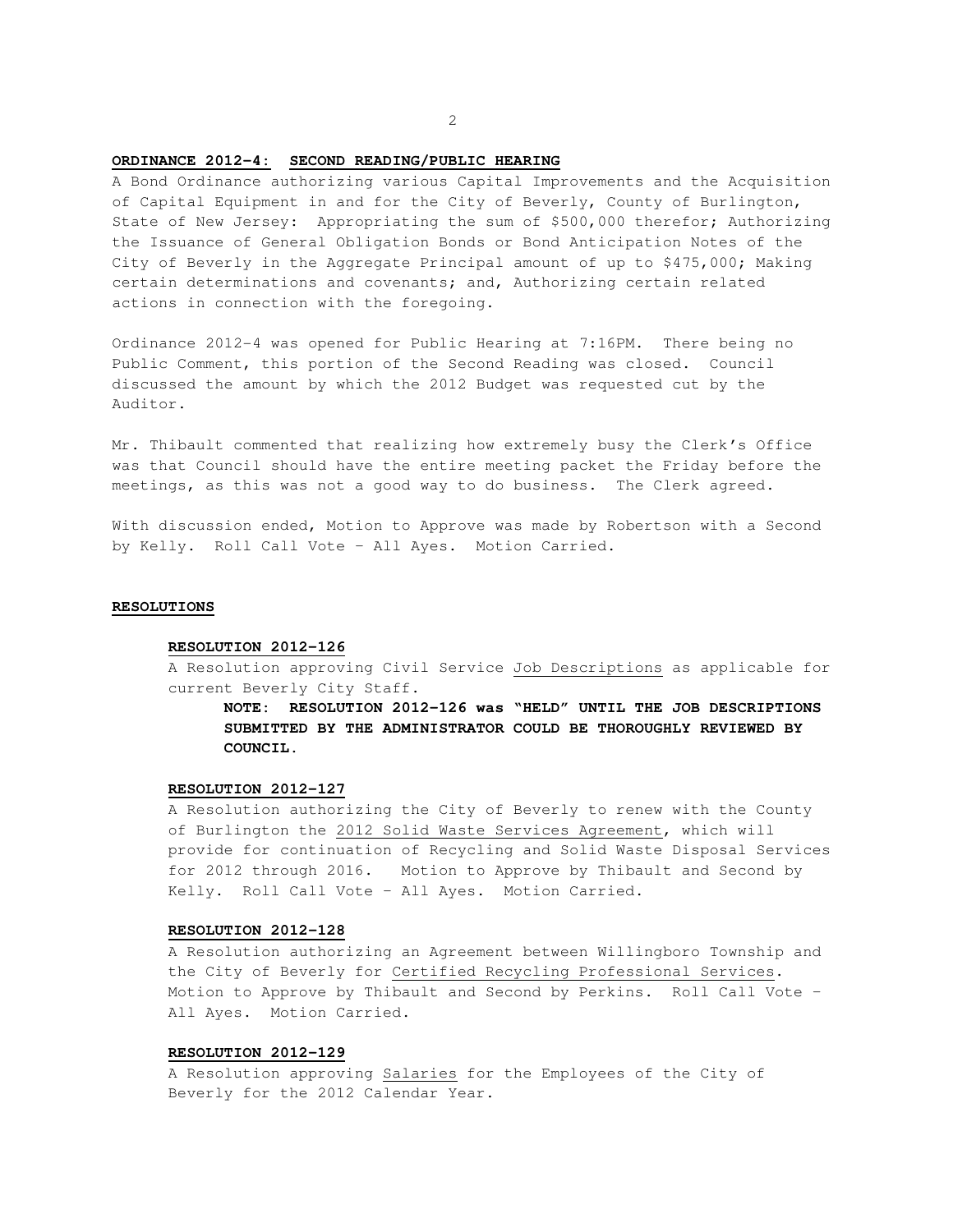**ORDINANCE 2012-4: SECOND READING/PUBLIC HEARING**

A Bond Ordinance authorizing various Capital Improvements and the Acquisition of Capital Equipment in and for the City of Beverly, County of Burlington, State of New Jersey: Appropriating the sum of $500,000 therefor; Authorizing the Issuance of General Obligation Bonds or Bond Anticipation Notes of the City of Beverly in the Aggregate Principal amount of up to $475,000; Making certain determinations and covenants; and, Authorizing certain related actions in connection with the foregoing.

Ordinance 2012-4 was opened for Public Hearing at 7:16PM. There being no Public Comment, this portion of the Second Reading was closed. Council discussed the amount by which the 2012 Budget was requested cut by the Auditor.

Mr. Thibault commented that realizing how extremely busy the Clerk's Office was that Council should have the entire meeting packet the Friday before the meetings, as this was not a good way to do business. The Clerk agreed.

With discussion ended, Motion to Approve was made by Robertson with a Second by Kelly. Roll Call Vote – All Ayes. Motion Carried.

**RESOLUTIONS**

**RESOLUTION 2012-126**

A Resolution approving Civil Service Job Descriptions as applicable for current Beverly City Staff.

**NOTE: RESOLUTION 2012-126 was "HELD" UNTIL THE JOB DESCRIPTIONS SUBMITTED BY THE ADMINISTRATOR COULD BE THOROUGHLY REVIEWED BY COUNCIL.**

**RESOLUTION 2012-127**

A Resolution authorizing the City of Beverly to renew with the County of Burlington the 2012 Solid Waste Services Agreement, which will provide for continuation of Recycling and Solid Waste Disposal Services for 2012 through 2016. Motion to Approve by Thibault and Second by Kelly. Roll Call Vote – All Ayes. Motion Carried.

**RESOLUTION 2012-128**

A Resolution authorizing an Agreement between Willingboro Township and the City of Beverly for Certified Recycling Professional Services. Motion to Approve by Thibault and Second by Perkins. Roll Call Vote – All Ayes. Motion Carried.

**RESOLUTION 2012-129**

A Resolution approving Salaries for the Employees of the City of Beverly for the 2012 Calendar Year.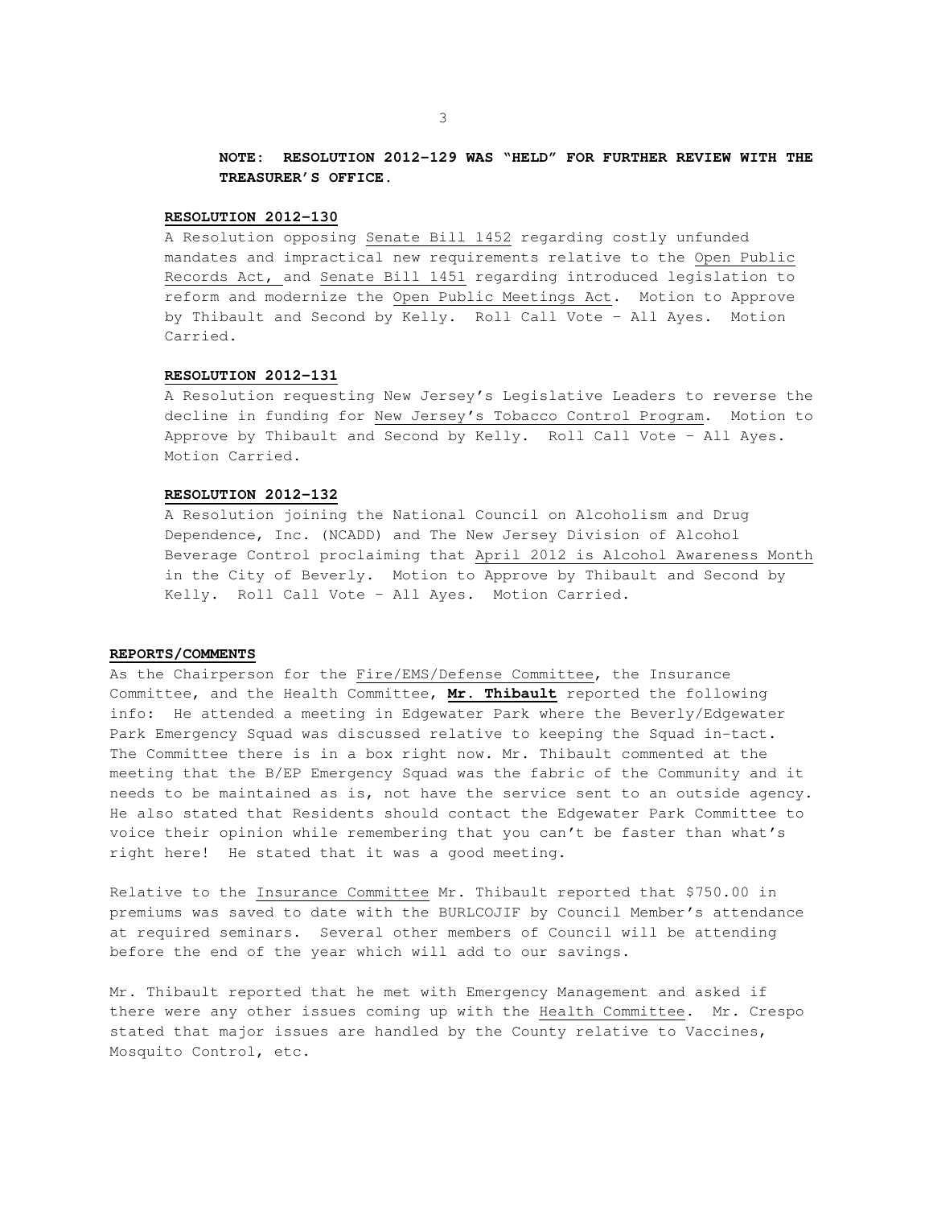**NOTE: RESOLUTION 2012-129 WAS "HELD" FOR FURTHER REVIEW WITH THE TREASURER'S OFFICE.**

**RESOLUTION 2012-130**

A Resolution opposing Senate Bill 1452 regarding costly unfunded mandates and impractical new requirements relative to the Open Public Records Act, and Senate Bill 1451 regarding introduced legislation to reform and modernize the Open Public Meetings Act. Motion to Approve by Thibault and Second by Kelly. Roll Call Vote – All Ayes. Motion Carried.

**RESOLUTION 2012-131**

A Resolution requesting New Jersey's Legislative Leaders to reverse the decline in funding for New Jersey's Tobacco Control Program. Motion to Approve by Thibault and Second by Kelly. Roll Call Vote – All Ayes. Motion Carried.

**RESOLUTION 2012-132**

A Resolution joining the National Council on Alcoholism and Drug Dependence, Inc. (NCADD) and The New Jersey Division of Alcohol Beverage Control proclaiming that April 2012 is Alcohol Awareness Month in the City of Beverly. Motion to Approve by Thibault and Second by Kelly. Roll Call Vote – All Ayes. Motion Carried.

**REPORTS/COMMENTS**

As the Chairperson for the Fire/EMS/Defense Committee, the Insurance Committee, and the Health Committee, **Mr. Thibault** reported the following info: He attended a meeting in Edgewater Park where the Beverly/Edgewater Park Emergency Squad was discussed relative to keeping the Squad in-tact. The Committee there is in a box right now. Mr. Thibault commented at the meeting that the B/EP Emergency Squad was the fabric of the Community and it needs to be maintained as is, not have the service sent to an outside agency. He also stated that Residents should contact the Edgewater Park Committee to voice their opinion while remembering that you can't be faster than what's right here! He stated that it was a good meeting.

Relative to the Insurance Committee Mr. Thibault reported that $750.00 in premiums was saved to date with the BURLCOJIF by Council Member's attendance at required seminars. Several other members of Council will be attending before the end of the year which will add to our savings.

Mr. Thibault reported that he met with Emergency Management and asked if there were any other issues coming up with the Health Committee. Mr. Crespo stated that major issues are handled by the County relative to Vaccines, Mosquito Control, etc.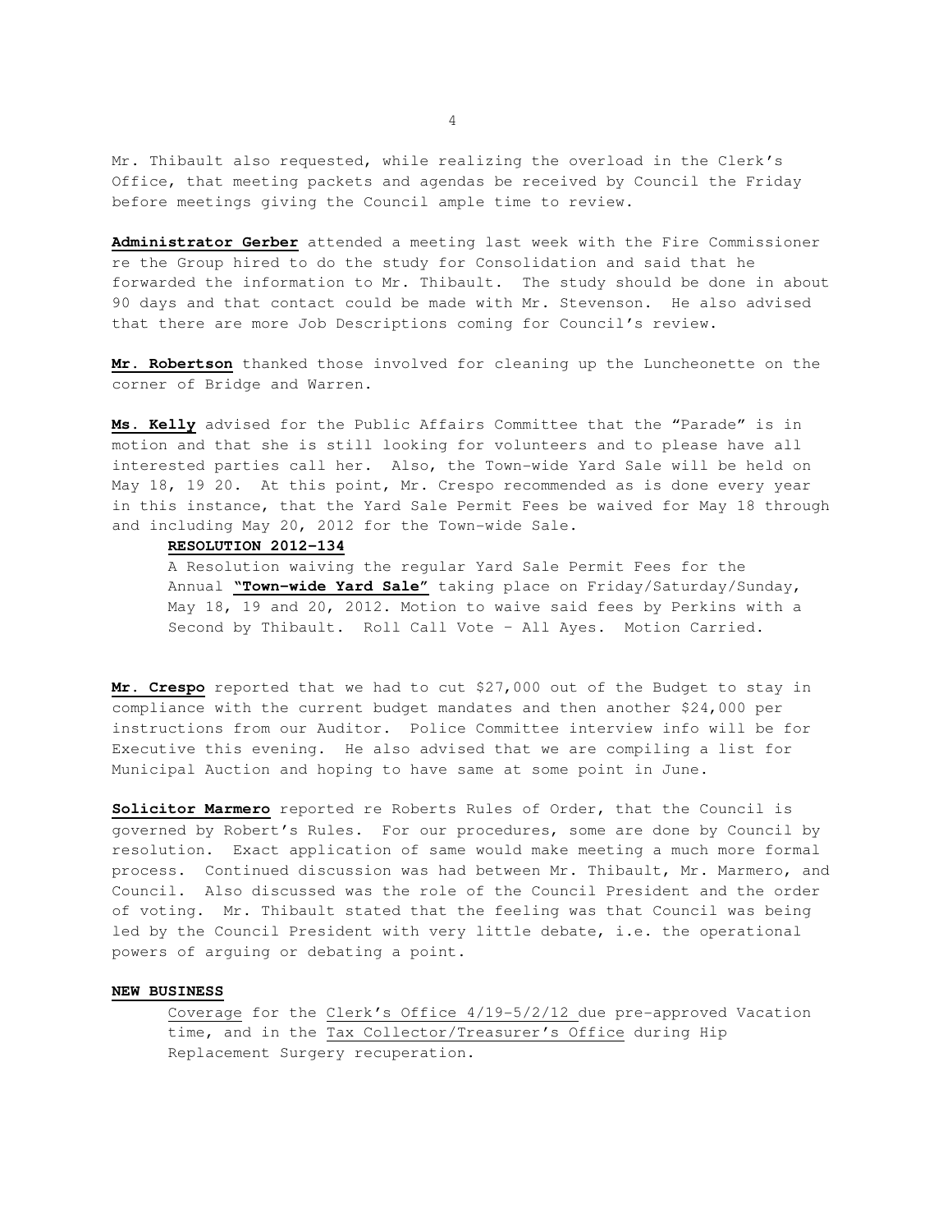Mr. Thibault also requested, while realizing the overload in the Clerk's Office, that meeting packets and agendas be received by Council the Friday before meetings giving the Council ample time to review.

**Administrator Gerber** attended a meeting last week with the Fire Commissioner re the Group hired to do the study for Consolidation and said that he forwarded the information to Mr. Thibault. The study should be done in about 90 days and that contact could be made with Mr. Stevenson. He also advised that there are more Job Descriptions coming for Council's review.

**Mr. Robertson** thanked those involved for cleaning up the Luncheonette on the corner of Bridge and Warren.

**Ms. Kelly** advised for the Public Affairs Committee that the "Parade" is in motion and that she is still looking for volunteers and to please have all interested parties call her. Also, the Town-wide Yard Sale will be held on May 18, 19 20. At this point, Mr. Crespo recommended as is done every year in this instance, that the Yard Sale Permit Fees be waived for May 18 through and including May 20, 2012 for the Town-wide Sale.

**RESOLUTION 2012-134**

A Resolution waiving the regular Yard Sale Permit Fees for the Annual **"Town-wide Yard Sale"** taking place on Friday/Saturday/Sunday, May 18, 19 and 20, 2012. Motion to waive said fees by Perkins with a Second by Thibault. Roll Call Vote – All Ayes. Motion Carried.

**Mr. Crespo** reported that we had to cut $27,000 out of the Budget to stay in compliance with the current budget mandates and then another $24,000 per instructions from our Auditor. Police Committee interview info will be for Executive this evening. He also advised that we are compiling a list for Municipal Auction and hoping to have same at some point in June.

**Solicitor Marmero** reported re Roberts Rules of Order, that the Council is governed by Robert's Rules. For our procedures, some are done by Council by resolution. Exact application of same would make meeting a much more formal process. Continued discussion was had between Mr. Thibault, Mr. Marmero, and Council. Also discussed was the role of the Council President and the order of voting. Mr. Thibault stated that the feeling was that Council was being led by the Council President with very little debate, i.e. the operational powers of arguing or debating a point.

**NEW BUSINESS**

Coverage for the Clerk's Office 4/19-5/2/12 due pre-approved Vacation time, and in the Tax Collector/Treasurer's Office during Hip Replacement Surgery recuperation.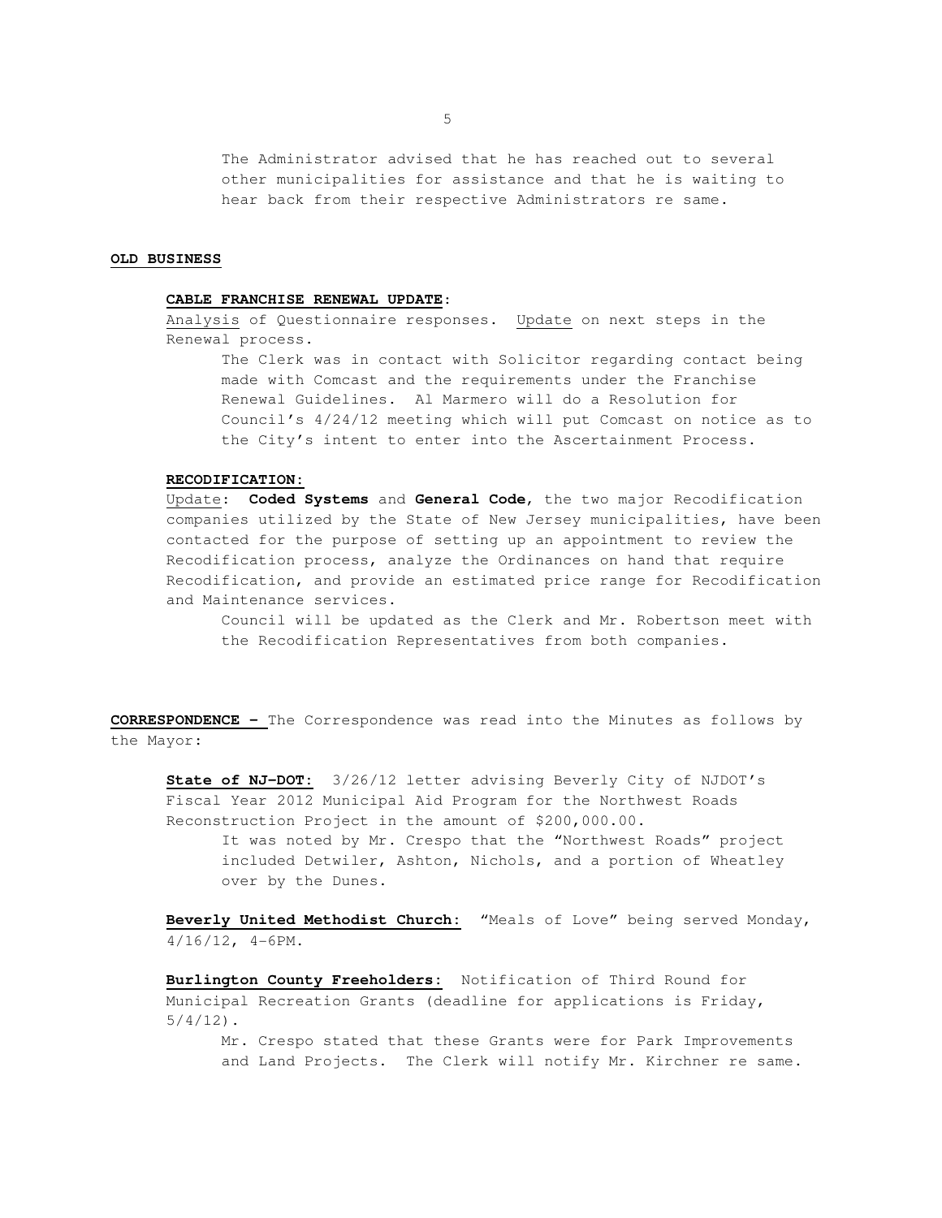The Administrator advised that he has reached out to several other municipalities for assistance and that he is waiting to hear back from their respective Administrators re same.

## OLD BUSINESS

**CABLE FRANCHISE RENEWAL UPDATE:**

Analysis of Questionnaire responses. Update on next steps in the Renewal process.

The Clerk was in contact with Solicitor regarding contact being made with Comcast and the requirements under the Franchise Renewal Guidelines. Al Marmero will do a Resolution for Council's 4/24/12 meeting which will put Comcast on notice as to the City's intent to enter into the Ascertainment Process.

**RECODIFICATION:**

Update: **Coded Systems** and **General Code**, the two major Recodification companies utilized by the State of New Jersey municipalities, have been contacted for the purpose of setting up an appointment to review the Recodification process, analyze the Ordinances on hand that require Recodification, and provide an estimated price range for Recodification and Maintenance services.

Council will be updated as the Clerk and Mr. Robertson meet with the Recodification Representatives from both companies.

**CORRESPONDENCE –** The Correspondence was read into the Minutes as follows by the Mayor:

**State of NJ-DOT:** 3/26/12 letter advising Beverly City of NJDOT's Fiscal Year 2012 Municipal Aid Program for the Northwest Roads Reconstruction Project in the amount of $200,000.00.

It was noted by Mr. Crespo that the "Northwest Roads" project included Detwiler, Ashton, Nichols, and a portion of Wheatley over by the Dunes.

**Beverly United Methodist Church:** "Meals of Love" being served Monday, 4/16/12, 4-6PM.

**Burlington County Freeholders:** Notification of Third Round for Municipal Recreation Grants (deadline for applications is Friday, 5/4/12).

Mr. Crespo stated that these Grants were for Park Improvements and Land Projects. The Clerk will notify Mr. Kirchner re same.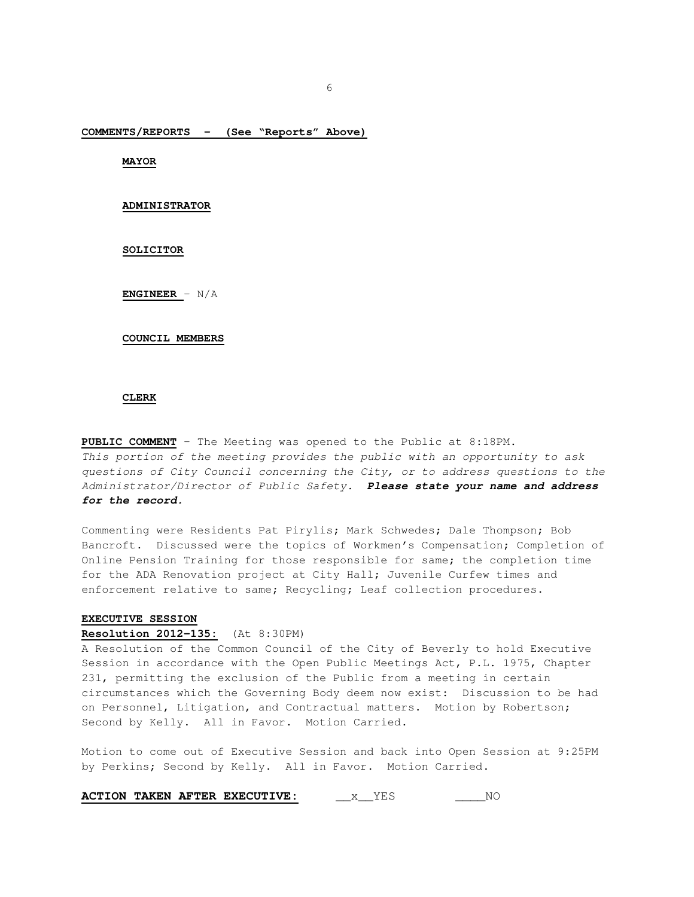**COMMENTS/REPORTS - (See "Reports" Above)**

**MAYOR**

**ADMINISTRATOR**

**SOLICITOR**

**ENGINEER** – N/A

**COUNCIL MEMBERS**

**CLERK**

**PUBLIC COMMENT** – The Meeting was opened to the Public at 8:18PM.
*This portion of the meeting provides the public with an opportunity to ask questions of City Council concerning the City, or to address questions to the Administrator/Director of Public Safety.* ***Please state your name and address for the record.***

Commenting were Residents Pat Pirylis; Mark Schwedes; Dale Thompson; Bob Bancroft. Discussed were the topics of Workmen's Compensation; Completion of Online Pension Training for those responsible for same; the completion time for the ADA Renovation project at City Hall; Juvenile Curfew times and enforcement relative to same; Recycling; Leaf collection procedures.

**EXECUTIVE SESSION**

**Resolution 2012-135:** (At 8:30PM)
A Resolution of the Common Council of the City of Beverly to hold Executive Session in accordance with the Open Public Meetings Act, P.L. 1975, Chapter 231, permitting the exclusion of the Public from a meeting in certain circumstances which the Governing Body deem now exist: Discussion to be had on Personnel, Litigation, and Contractual matters. Motion by Robertson; Second by Kelly. All in Favor. Motion Carried.

Motion to come out of Executive Session and back into Open Session at 9:25PM by Perkins; Second by Kelly. All in Favor. Motion Carried.

**ACTION TAKEN AFTER EXECUTIVE:** __x__YES ____NO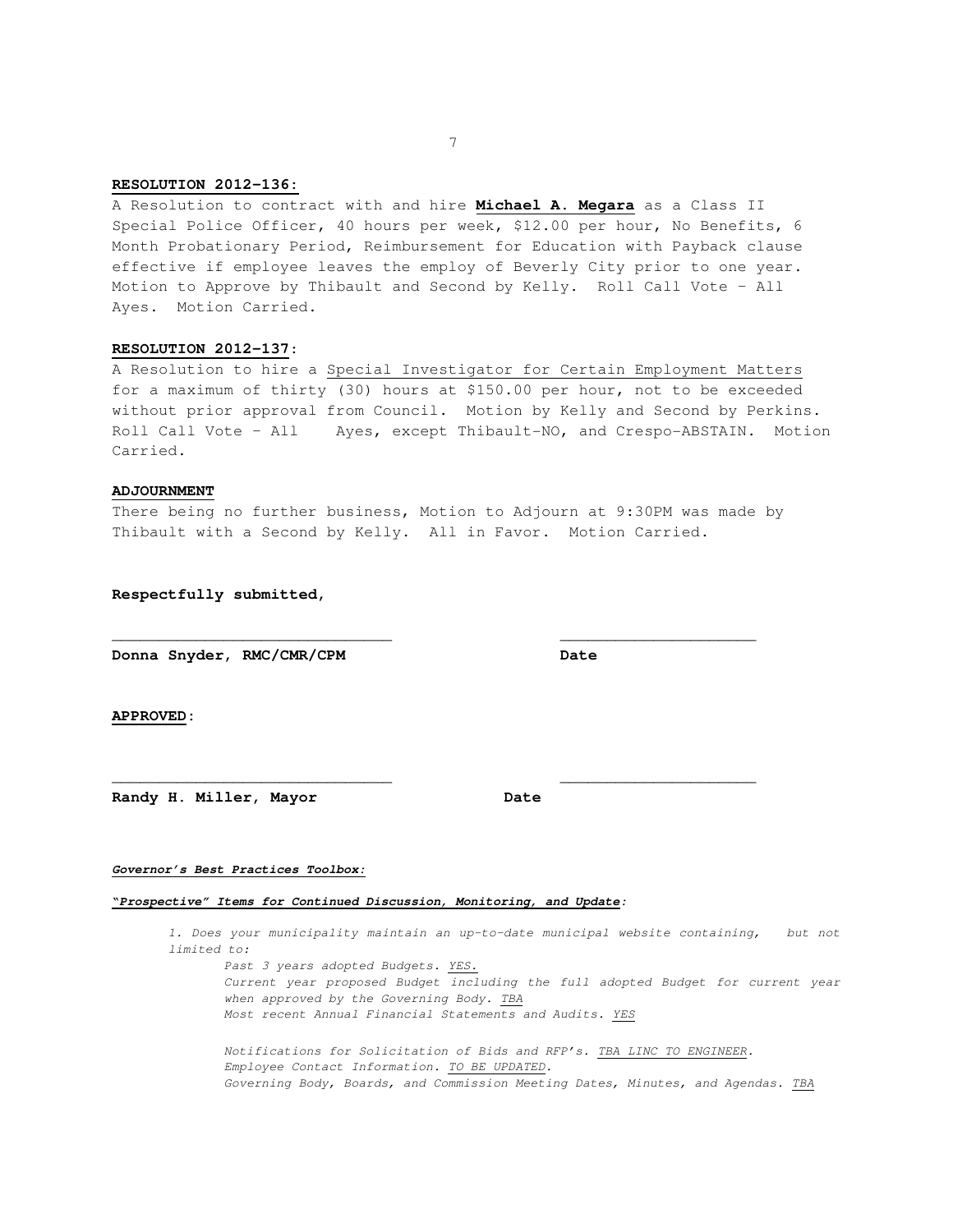**RESOLUTION 2012-136:**

A Resolution to contract with and hire **Michael A. Megara** as a Class II Special Police Officer, 40 hours per week, $12.00 per hour, No Benefits, 6 Month Probationary Period, Reimbursement for Education with Payback clause effective if employee leaves the employ of Beverly City prior to one year. Motion to Approve by Thibault and Second by Kelly. Roll Call Vote – All Ayes. Motion Carried.

**RESOLUTION 2012-137:**

A Resolution to hire a Special Investigator for Certain Employment Matters for a maximum of thirty (30) hours at $150.00 per hour, not to be exceeded without prior approval from Council. Motion by Kelly and Second by Perkins. Roll Call Vote – All Ayes, except Thibault-NO, and Crespo-ABSTAIN. Motion Carried.

**ADJOURNMENT**

There being no further business, Motion to Adjourn at 9:30PM was made by Thibault with a Second by Kelly. All in Favor. Motion Carried.

**Respectfully submitted,**

______________________________ ____________________

**Donna Snyder, RMC/CMR/CPM** **Date**

**APPROVED:**

______________________________ ____________________

**Randy H. Miller, Mayor** **Date**

***Governor's Best Practices Toolbox:***

***"Prospective" Items for Continued Discussion, Monitoring, and Update:***

*1. Does your municipality maintain an up-to-date municipal website containing, but not limited to:*

*Past 3 years adopted Budgets. YES.*

*Current year proposed Budget including the full adopted Budget for current year when approved by the Governing Body. TBA*

*Most recent Annual Financial Statements and Audits. YES*

*Notifications for Solicitation of Bids and RFP's. TBA LINC TO ENGINEER.*

*Employee Contact Information. TO BE UPDATED.*

*Governing Body, Boards, and Commission Meeting Dates, Minutes, and Agendas. TBA*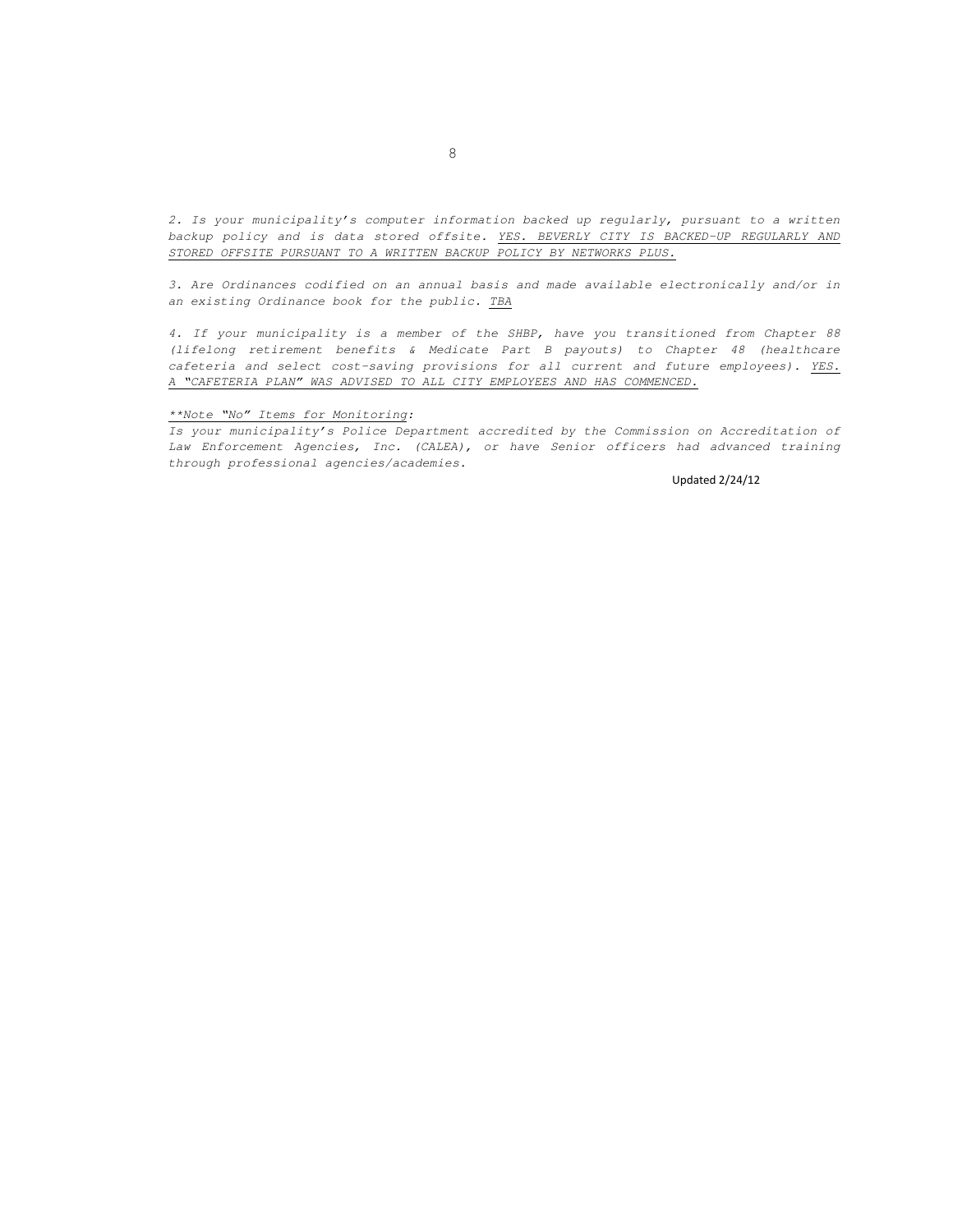*2. Is your municipality's computer information backed up regularly, pursuant to a written backup policy and is data stored offsite.* *YES. BEVERLY CITY IS BACKED-UP REGULARLY AND STORED OFFSITE PURSUANT TO A WRITTEN BACKUP POLICY BY NETWORKS PLUS.*

*3. Are Ordinances codified on an annual basis and made available electronically and/or in an existing Ordinance book for the public.* *TBA*

*4. If your municipality is a member of the SHBP, have you transitioned from Chapter 88 (lifelong retirement benefits & Medicate Part B payouts) to Chapter 48 (healthcare cafeteria and select cost-saving provisions for all current and future employees).* *YES. A "CAFETERIA PLAN" WAS ADVISED TO ALL CITY EMPLOYEES AND HAS COMMENCED.*

*\*\*Note "No" Items for Monitoring:*

*Is your municipality's Police Department accredited by the Commission on Accreditation of Law Enforcement Agencies, Inc. (CALEA), or have Senior officers had advanced training through professional agencies/academies.*

Updated 2/24/12